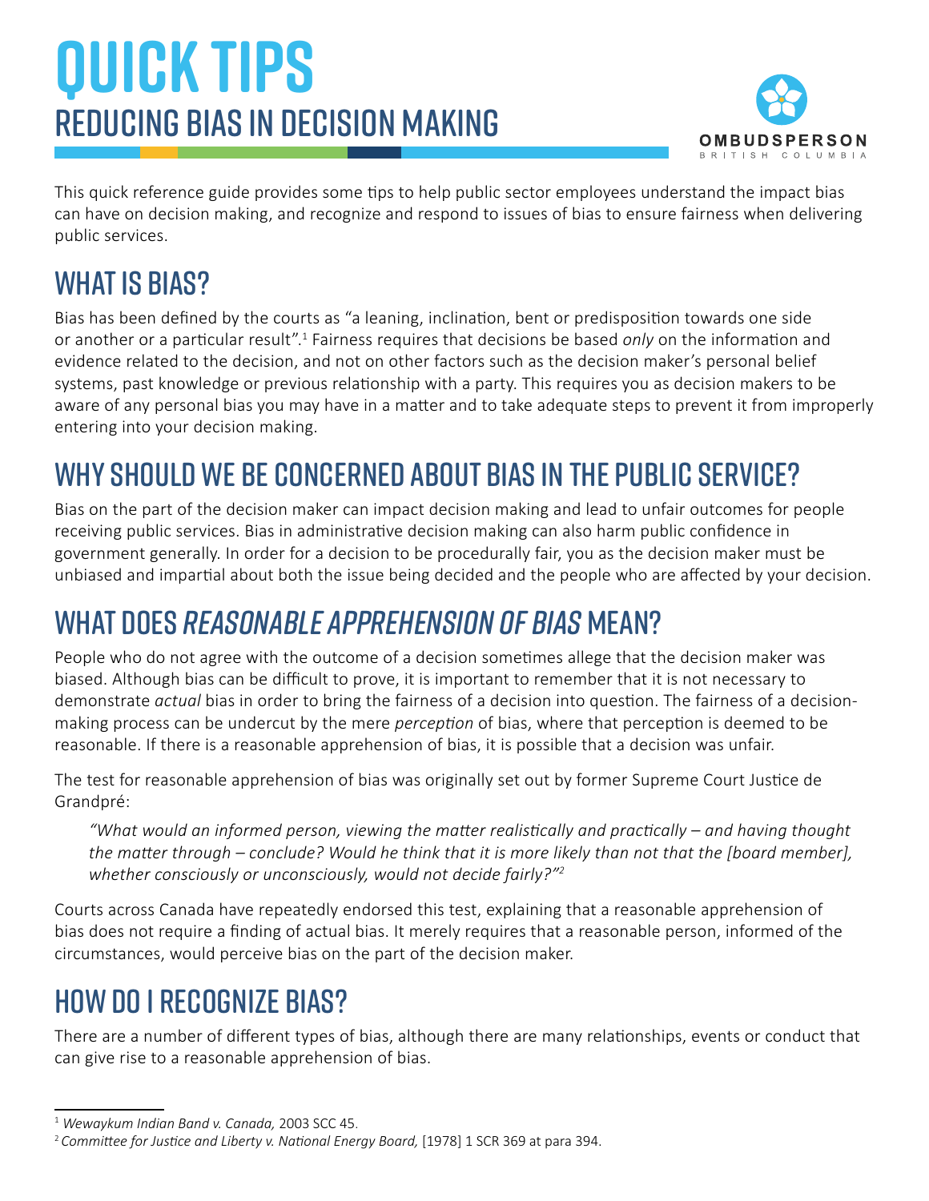# QUICK TIPS

## REDUCING BIAS IN DECISION MAKING

OMBUDSPERSON
BRITISH COLUMBIA

This quick reference guide provides some tips to help public sector employees understand the impact bias can have on decision making, and recognize and respond to issues of bias to ensure fairness when delivering public services.

## WHAT IS BIAS?

Bias has been defined by the courts as "a leaning, inclination, bent or predisposition towards one side or another or a particular result".[1] Fairness requires that decisions be based *only* on the information and evidence related to the decision, and not on other factors such as the decision maker's personal belief systems, past knowledge or previous relationship with a party. This requires you as decision makers to be aware of any personal bias you may have in a matter and to take adequate steps to prevent it from improperly entering into your decision making.

## WHY SHOULD WE BE CONCERNED ABOUT BIAS IN THE PUBLIC SERVICE?

Bias on the part of the decision maker can impact decision making and lead to unfair outcomes for people receiving public services. Bias in administrative decision making can also harm public confidence in government generally. In order for a decision to be procedurally fair, you as the decision maker must be unbiased and impartial about both the issue being decided and the people who are affected by your decision.

## WHAT DOES *REASONABLE APPREHENSION OF BIAS* MEAN?

People who do not agree with the outcome of a decision sometimes allege that the decision maker was biased. Although bias can be difficult to prove, it is important to remember that it is not necessary to demonstrate *actual* bias in order to bring the fairness of a decision into question. The fairness of a decision-making process can be undercut by the mere *perception* of bias, where that perception is deemed to be reasonable. If there is a reasonable apprehension of bias, it is possible that a decision was unfair.

The test for reasonable apprehension of bias was originally set out by former Supreme Court Justice de Grandpré:

> *"What would an informed person, viewing the matter realistically and practically – and having thought the matter through – conclude? Would he think that it is more likely than not that the [board member], whether consciously or unconsciously, would not decide fairly?"*[2]

Courts across Canada have repeatedly endorsed this test, explaining that a reasonable apprehension of bias does not require a finding of actual bias. It merely requires that a reasonable person, informed of the circumstances, would perceive bias on the part of the decision maker.

## HOW DO I RECOGNIZE BIAS?

There are a number of different types of bias, although there are many relationships, events or conduct that can give rise to a reasonable apprehension of bias.

---

[1] *Wewaykum Indian Band v. Canada,* 2003 SCC 45.

[2] *Committee for Justice and Liberty v. National Energy Board,* [1978] 1 SCR 369 at para 394.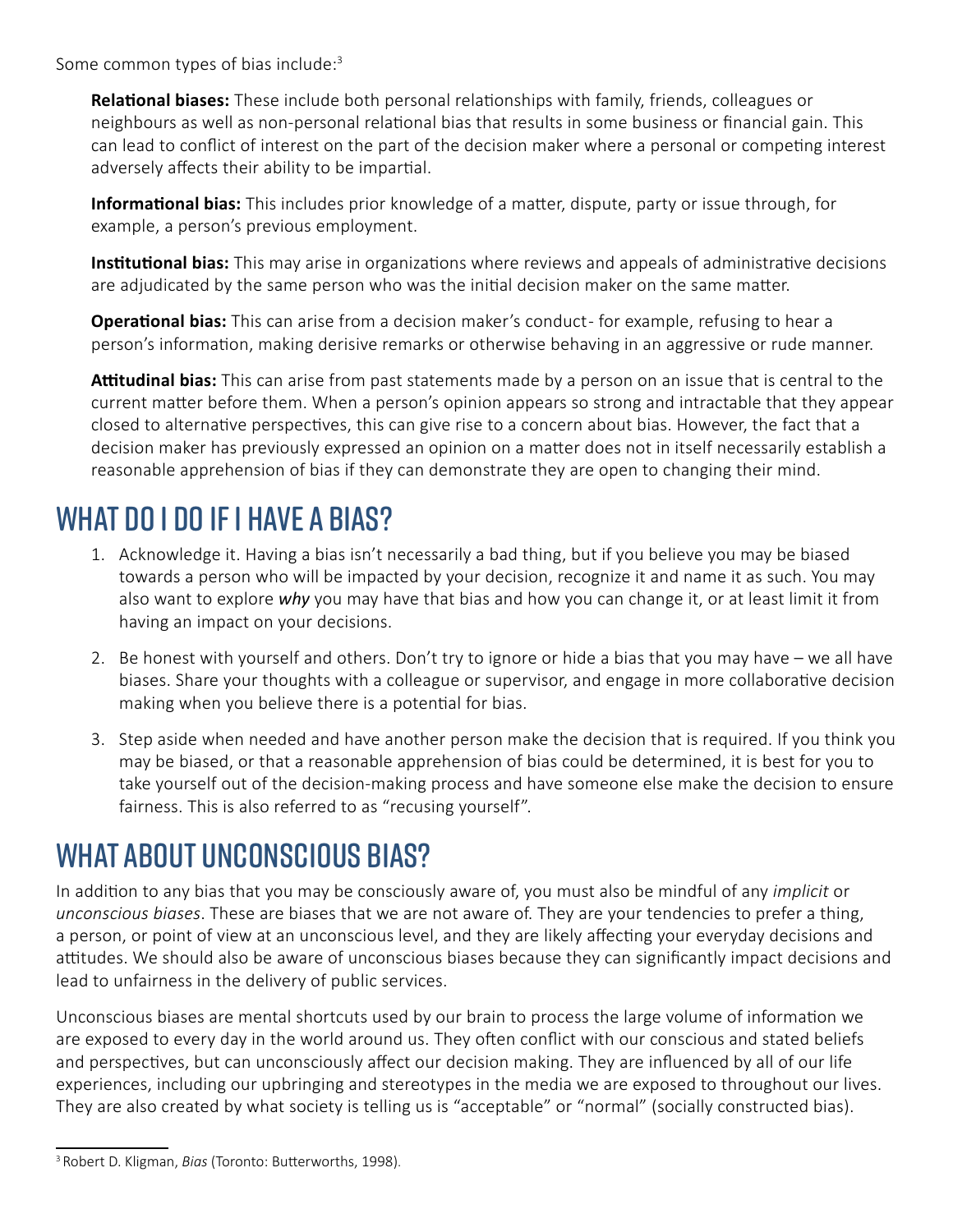Some common types of bias include:[3]

**Relational biases:** These include both personal relationships with family, friends, colleagues or neighbours as well as non-personal relational bias that results in some business or financial gain. This can lead to conflict of interest on the part of the decision maker where a personal or competing interest adversely affects their ability to be impartial.

**Informational bias:** This includes prior knowledge of a matter, dispute, party or issue through, for example, a person's previous employment.

**Institutional bias:** This may arise in organizations where reviews and appeals of administrative decisions are adjudicated by the same person who was the initial decision maker on the same matter.

**Operational bias:** This can arise from a decision maker's conduct- for example, refusing to hear a person's information, making derisive remarks or otherwise behaving in an aggressive or rude manner.

**Attitudinal bias:** This can arise from past statements made by a person on an issue that is central to the current matter before them. When a person's opinion appears so strong and intractable that they appear closed to alternative perspectives, this can give rise to a concern about bias. However, the fact that a decision maker has previously expressed an opinion on a matter does not in itself necessarily establish a reasonable apprehension of bias if they can demonstrate they are open to changing their mind.

## WHAT DO I DO IF I HAVE A BIAS?

1. Acknowledge it. Having a bias isn't necessarily a bad thing, but if you believe you may be biased towards a person who will be impacted by your decision, recognize it and name it as such. You may also want to explore ***why*** you may have that bias and how you can change it, or at least limit it from having an impact on your decisions.
2. Be honest with yourself and others. Don't try to ignore or hide a bias that you may have – we all have biases. Share your thoughts with a colleague or supervisor, and engage in more collaborative decision making when you believe there is a potential for bias.
3. Step aside when needed and have another person make the decision that is required. If you think you may be biased, or that a reasonable apprehension of bias could be determined, it is best for you to take yourself out of the decision-making process and have someone else make the decision to ensure fairness. This is also referred to as "recusing yourself".

## WHAT ABOUT UNCONSCIOUS BIAS?

In addition to any bias that you may be consciously aware of, you must also be mindful of any *implicit* or *unconscious biases*. These are biases that we are not aware of. They are your tendencies to prefer a thing, a person, or point of view at an unconscious level, and they are likely affecting your everyday decisions and attitudes. We should also be aware of unconscious biases because they can significantly impact decisions and lead to unfairness in the delivery of public services.

Unconscious biases are mental shortcuts used by our brain to process the large volume of information we are exposed to every day in the world around us. They often conflict with our conscious and stated beliefs and perspectives, but can unconsciously affect our decision making. They are influenced by all of our life experiences, including our upbringing and stereotypes in the media we are exposed to throughout our lives. They are also created by what society is telling us is "acceptable" or "normal" (socially constructed bias).

[3] Robert D. Kligman, *Bias* (Toronto: Butterworths, 1998).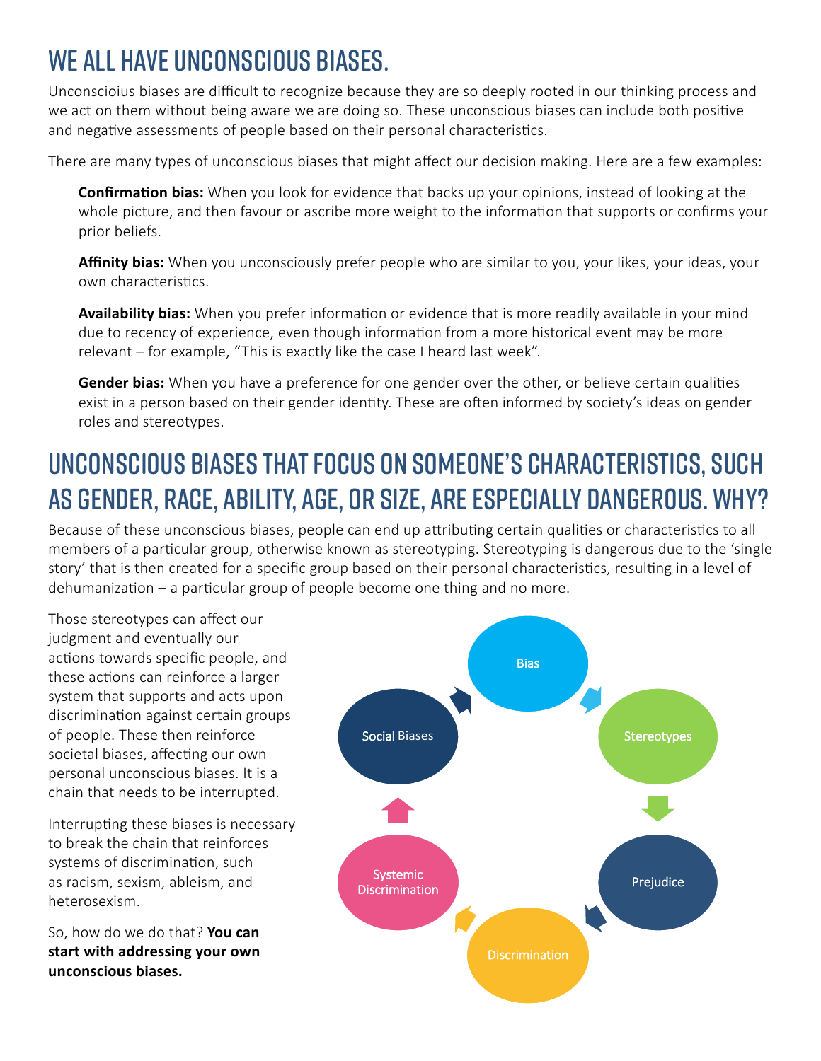# We all have unconscious biases.

Unconscioius biases are difficult to recognize because they are so deeply rooted in our thinking process and we act on them without being aware we are doing so. These unconscious biases can include both positive and negative assessments of people based on their personal characteristics.

There are many types of unconscious biases that might affect our decision making. Here are a few examples:

**Confirmation bias:** When you look for evidence that backs up your opinions, instead of looking at the whole picture, and then favour or ascribe more weight to the information that supports or confirms your prior beliefs.

**Affinity bias:** When you unconsciously prefer people who are similar to you, your likes, your ideas, your own characteristics.

**Availability bias:** When you prefer information or evidence that is more readily available in your mind due to recency of experience, even though information from a more historical event may be more relevant – for example, "This is exactly like the case I heard last week".

**Gender bias:** When you have a preference for one gender over the other, or believe certain qualities exist in a person based on their gender identity. These are often informed by society's ideas on gender roles and stereotypes.

# Unconscious biases that focus on someone's characteristics, such as gender, race, ability, age, or size, are especially dangerous. Why?

Because of these unconscious biases, people can end up attributing certain qualities or characteristics to all members of a particular group, otherwise known as stereotyping. Stereotyping is dangerous due to the 'single story' that is then created for a specific group based on their personal characteristics, resulting in a level of dehumanization – a particular group of people become one thing and no more.

Those stereotypes can affect our judgment and eventually our actions towards specific people, and these actions can reinforce a larger system that supports and acts upon discrimination against certain groups of people. These then reinforce societal biases, affecting our own personal unconscious biases. It is a chain that needs to be interrupted.

Bias → Stereotypes → Prejudice → Discrimination → Systemic Discrimination → Social Biases → Bias

Interrupting these biases is necessary to break the chain that reinforces systems of discrimination, such as racism, sexism, ableism, and heterosexism.

So, how do we do that? **You can start with addressing your own unconscious biases.**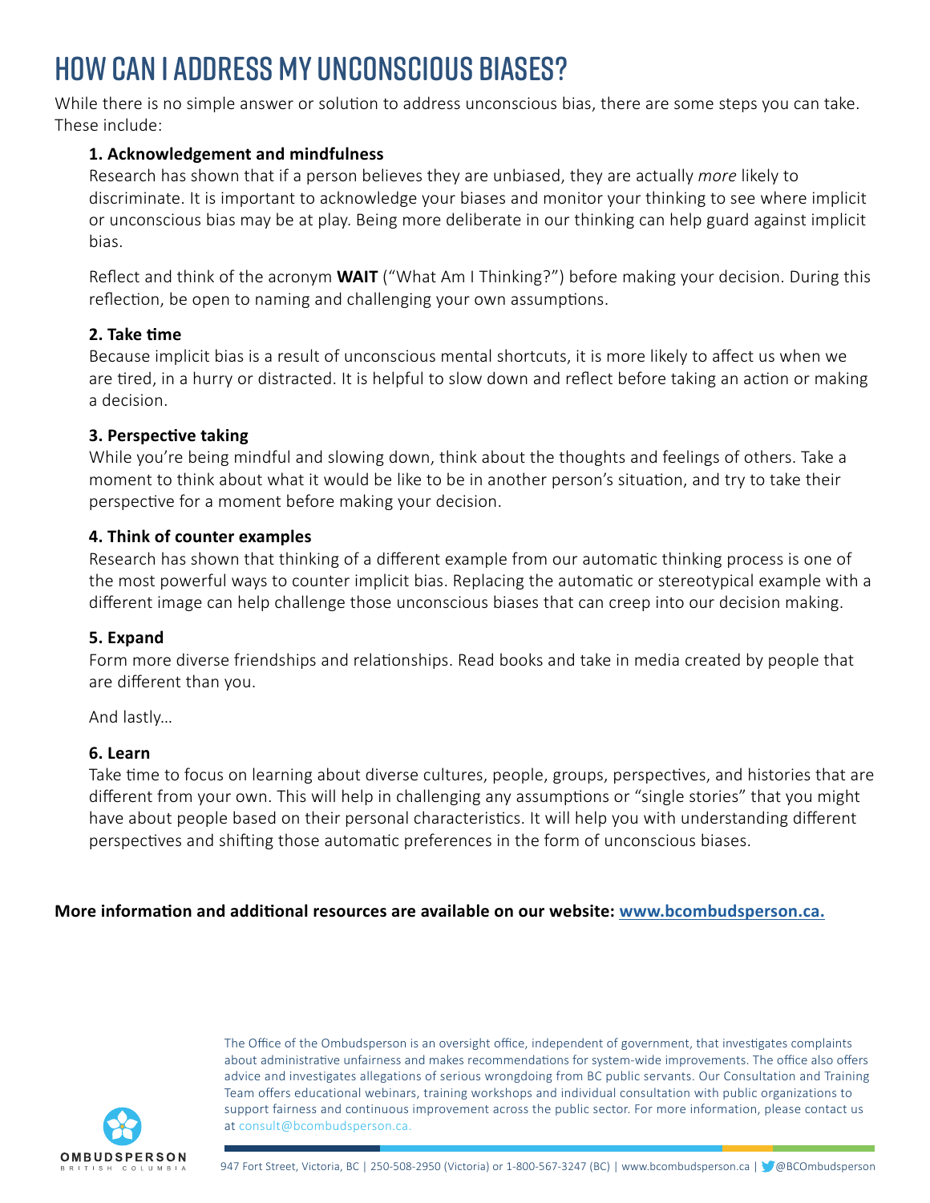# HOW CAN I ADDRESS MY UNCONSCIOUS BIASES?

While there is no simple answer or solution to address unconscious bias, there are some steps you can take. These include:

**1. Acknowledgement and mindfulness**

Research has shown that if a person believes they are unbiased, they are actually *more* likely to discriminate. It is important to acknowledge your biases and monitor your thinking to see where implicit or unconscious bias may be at play. Being more deliberate in our thinking can help guard against implicit bias.

Reflect and think of the acronym **WAIT** ("What Am I Thinking?") before making your decision. During this reflection, be open to naming and challenging your own assumptions.

**2. Take time**

Because implicit bias is a result of unconscious mental shortcuts, it is more likely to affect us when we are tired, in a hurry or distracted. It is helpful to slow down and reflect before taking an action or making a decision.

**3. Perspective taking**

While you're being mindful and slowing down, think about the thoughts and feelings of others. Take a moment to think about what it would be like to be in another person's situation, and try to take their perspective for a moment before making your decision.

**4. Think of counter examples**

Research has shown that thinking of a different example from our automatic thinking process is one of the most powerful ways to counter implicit bias. Replacing the automatic or stereotypical example with a different image can help challenge those unconscious biases that can creep into our decision making.

**5. Expand**

Form more diverse friendships and relationships. Read books and take in media created by people that are different than you.

And lastly…

**6. Learn**

Take time to focus on learning about diverse cultures, people, groups, perspectives, and histories that are different from your own. This will help in challenging any assumptions or "single stories" that you might have about people based on their personal characteristics. It will help you with understanding different perspectives and shifting those automatic preferences in the form of unconscious biases.

**More information and additional resources are available on our website: [www.bcombudsperson.ca.](http://www.bcombudsperson.ca)**

The Office of the Ombudsperson is an oversight office, independent of government, that investigates complaints about administrative unfairness and makes recommendations for system-wide improvements. The office also offers advice and investigates allegations of serious wrongdoing from BC public servants. Our Consultation and Training Team offers educational webinars, training workshops and individual consultation with public organizations to support fairness and continuous improvement across the public sector. For more information, please contact us at consult@bcombudsperson.ca.

OMBUDSPERSON
BRITISH COLUMBIA

947 Fort Street, Victoria, BC | 250-508-2950 (Victoria) or 1-800-567-3247 (BC) | www.bcombudsperson.ca | @BCOmbudsperson